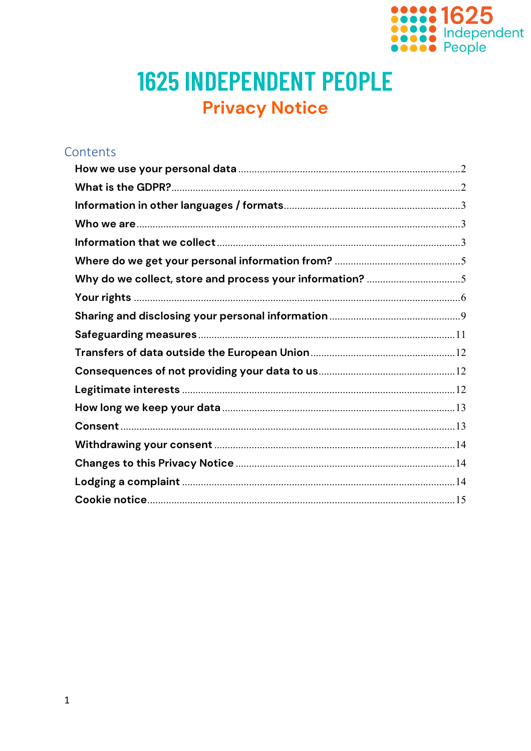# 1625 INDEPENDENT PEOPLE

## Privacy Notice

### Contents

- **How we use your personal data** ..... 2
- **What is the GDPR?** ..... 2
- **Information in other languages / formats** ..... 3
- **Who we are** ..... 3
- **Information that we collect** ..... 3
- **Where do we get your personal information from?** ..... 5
- **Why do we collect, store and process your information?** ..... 5
- **Your rights** ..... 6
- **Sharing and disclosing your personal information** ..... 9
- **Safeguarding measures** ..... 11
- **Transfers of data outside the European Union** ..... 12
- **Consequences of not providing your data to us** ..... 12
- **Legitimate interests** ..... 12
- **How long we keep your data** ..... 13
- **Consent** ..... 13
- **Withdrawing your consent** ..... 14
- **Changes to this Privacy Notice** ..... 14
- **Lodging a complaint** ..... 14
- **Cookie notice** ..... 15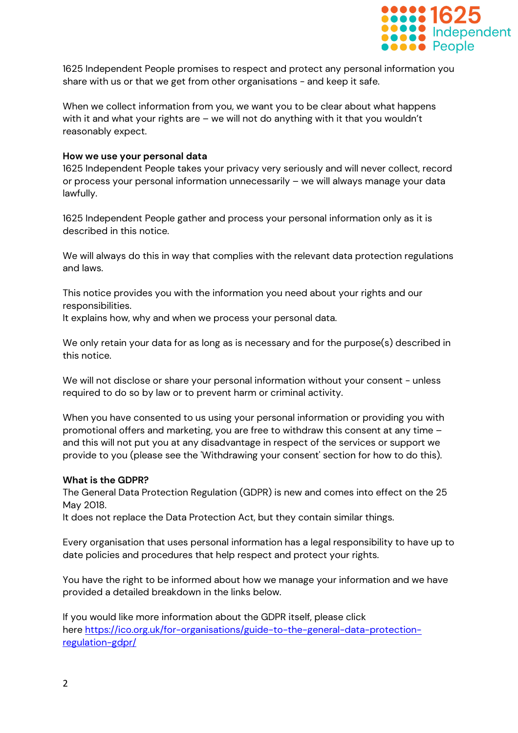1625 Independent People promises to respect and protect any personal information you share with us or that we get from other organisations - and keep it safe.

When we collect information from you, we want you to be clear about what happens with it and what your rights are – we will not do anything with it that you wouldn't reasonably expect.

**How we use your personal data**

1625 Independent People takes your privacy very seriously and will never collect, record or process your personal information unnecessarily – we will always manage your data lawfully.

1625 Independent People gather and process your personal information only as it is described in this notice.

We will always do this in way that complies with the relevant data protection regulations and laws.

This notice provides you with the information you need about your rights and our responsibilities.
It explains how, why and when we process your personal data.

We only retain your data for as long as is necessary and for the purpose(s) described in this notice.

We will not disclose or share your personal information without your consent - unless required to do so by law or to prevent harm or criminal activity.

When you have consented to us using your personal information or providing you with promotional offers and marketing, you are free to withdraw this consent at any time – and this will not put you at any disadvantage in respect of the services or support we provide to you (please see the 'Withdrawing your consent' section for how to do this).

**What is the GDPR?**

The General Data Protection Regulation (GDPR) is new and comes into effect on the 25 May 2018.
It does not replace the Data Protection Act, but they contain similar things.

Every organisation that uses personal information has a legal responsibility to have up to date policies and procedures that help respect and protect your rights.

You have the right to be informed about how we manage your information and we have provided a detailed breakdown in the links below.

If you would like more information about the GDPR itself, please click here [https://ico.org.uk/for-organisations/guide-to-the-general-data-protection-regulation-gdpr/](https://ico.org.uk/for-organisations/guide-to-the-general-data-protection-regulation-gdpr/)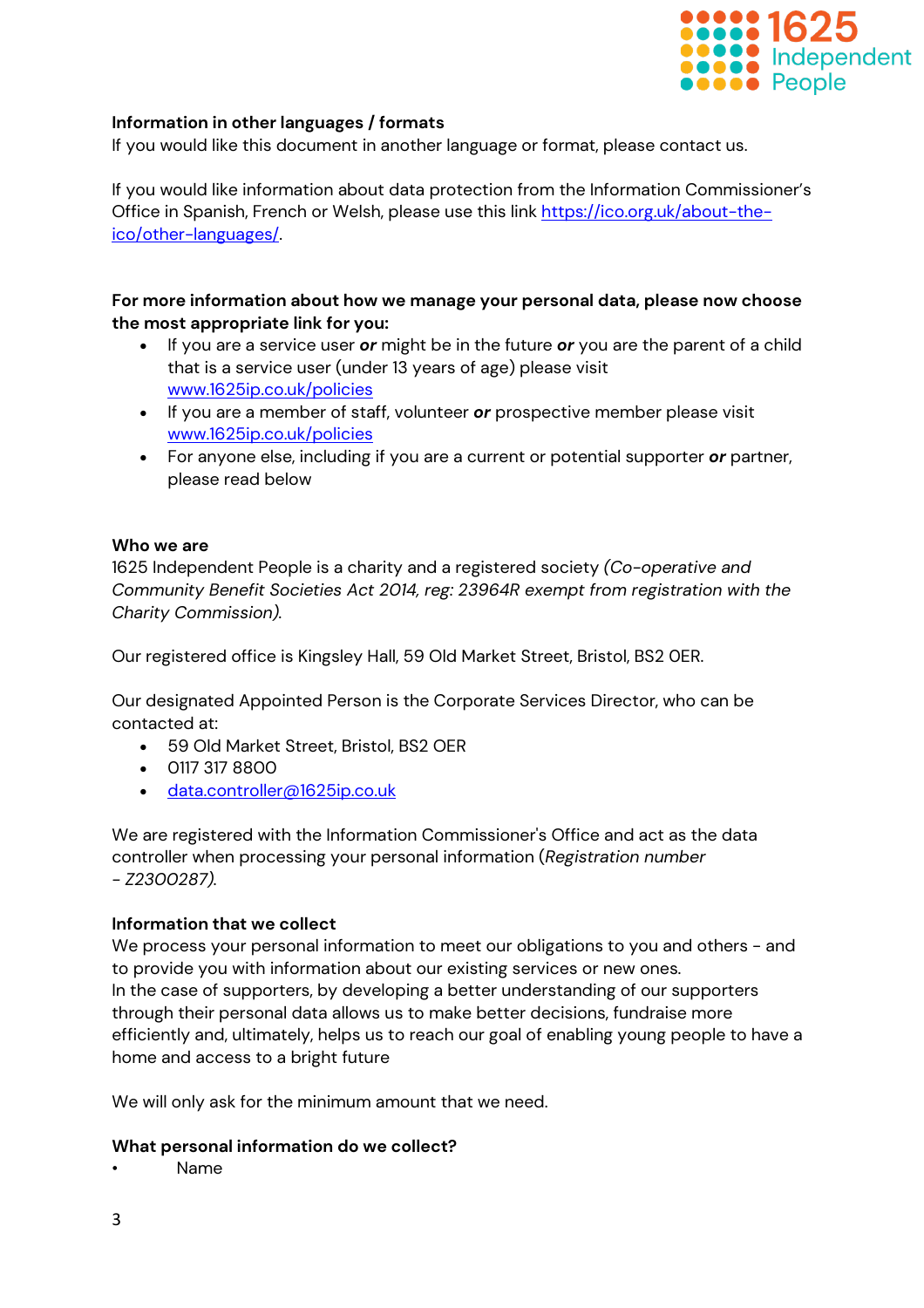**Information in other languages / formats**

If you would like this document in another language or format, please contact us.

If you would like information about data protection from the Information Commissioner's Office in Spanish, French or Welsh, please use this link https://ico.org.uk/about-the-ico/other-languages/.

**For more information about how we manage your personal data, please now choose the most appropriate link for you:**

- If you are a service user ***or*** might be in the future ***or*** you are the parent of a child that is a service user (under 13 years of age) please visit www.1625ip.co.uk/policies
- If you are a member of staff, volunteer ***or*** prospective member please visit www.1625ip.co.uk/policies
- For anyone else, including if you are a current or potential supporter ***or*** partner, please read below

**Who we are**

1625 Independent People is a charity and a registered society *(Co-operative and Community Benefit Societies Act 2014, reg: 23964R exempt from registration with the Charity Commission).*

Our registered office is Kingsley Hall, 59 Old Market Street, Bristol, BS2 0ER.

Our designated Appointed Person is the Corporate Services Director, who can be contacted at:

- 59 Old Market Street, Bristol, BS2 0ER
- 0117 317 8800
- data.controller@1625ip.co.uk

We are registered with the Information Commissioner's Office and act as the data controller when processing your personal information (*Registration number – Z2300287).*

**Information that we collect**

We process your personal information to meet our obligations to you and others - and to provide you with information about our existing services or new ones.
In the case of supporters, by developing a better understanding of our supporters through their personal data allows us to make better decisions, fundraise more efficiently and, ultimately, helps us to reach our goal of enabling young people to have a home and access to a bright future

We will only ask for the minimum amount that we need.

**What personal information do we collect?**

- Name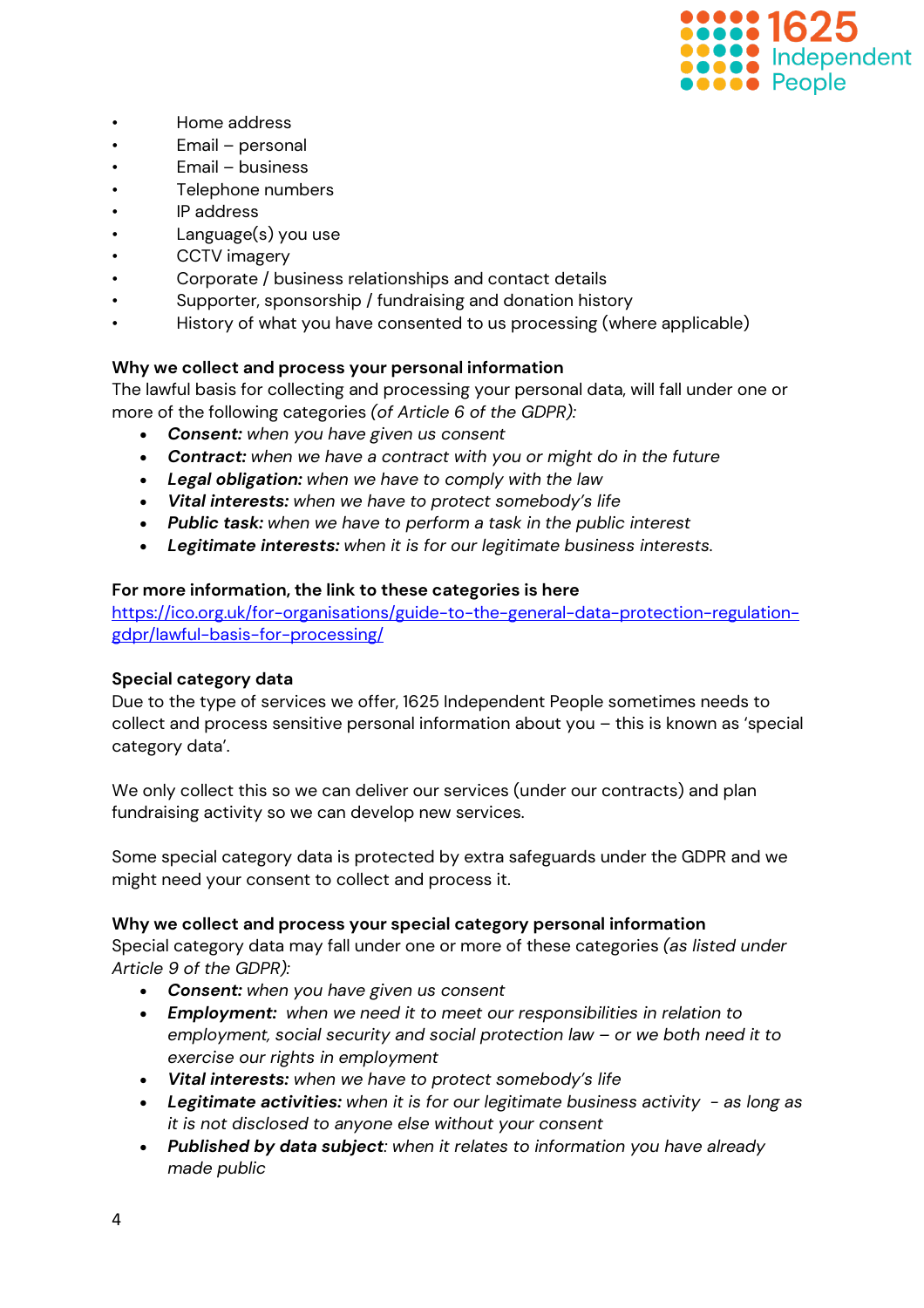- Home address
- Email – personal
- Email – business
- Telephone numbers
- IP address
- Language(s) you use
- CCTV imagery
- Corporate / business relationships and contact details
- Supporter, sponsorship / fundraising and donation history
- History of what you have consented to us processing (where applicable)

**Why we collect and process your personal information**

The lawful basis for collecting and processing your personal data, will fall under one or more of the following categories *(of Article 6 of the GDPR):*

- ***Consent:*** *when you have given us consent*
- ***Contract:*** *when we have a contract with you or might do in the future*
- ***Legal obligation:*** *when we have to comply with the law*
- ***Vital interests:*** *when we have to protect somebody's life*
- ***Public task:*** *when we have to perform a task in the public interest*
- ***Legitimate interests:*** *when it is for our legitimate business interests.*

**For more information, the link to these categories is here**

https://ico.org.uk/for-organisations/guide-to-the-general-data-protection-regulation-gdpr/lawful-basis-for-processing/

**Special category data**

Due to the type of services we offer, 1625 Independent People sometimes needs to collect and process sensitive personal information about you – this is known as 'special category data'.

We only collect this so we can deliver our services (under our contracts) and plan fundraising activity so we can develop new services.

Some special category data is protected by extra safeguards under the GDPR and we might need your consent to collect and process it.

**Why we collect and process your special category personal information**

Special category data may fall under one or more of these categories *(as listed under Article 9 of the GDPR):*

- ***Consent:*** *when you have given us consent*
- ***Employment:*** *when we need it to meet our responsibilities in relation to employment, social security and social protection law – or we both need it to exercise our rights in employment*
- ***Vital interests:*** *when we have to protect somebody's life*
- ***Legitimate activities:*** *when it is for our legitimate business activity - as long as it is not disclosed to anyone else without your consent*
- ***Published by data subject****: when it relates to information you have already made public*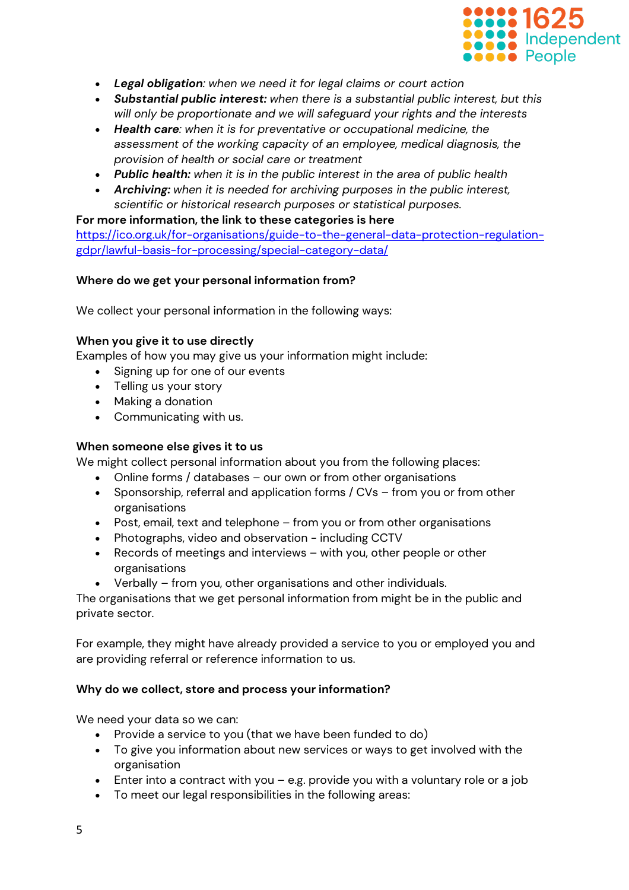- ***Legal obligation***: *when we need it for legal claims or court action*
- ***Substantial public interest:*** *when there is a substantial public interest, but this will only be proportionate and we will safeguard your rights and the interests*
- ***Health care***: *when it is for preventative or occupational medicine, the assessment of the working capacity of an employee, medical diagnosis, the provision of health or social care or treatment*
- ***Public health:*** *when it is in the public interest in the area of public health*
- ***Archiving:*** *when it is needed for archiving purposes in the public interest, scientific or historical research purposes or statistical purposes.*

**For more information, the link to these categories is here**
https://ico.org.uk/for-organisations/guide-to-the-general-data-protection-regulation-gdpr/lawful-basis-for-processing/special-category-data/

**Where do we get your personal information from?**

We collect your personal information in the following ways:

**When you give it to use directly**
Examples of how you may give us your information might include:

- Signing up for one of our events
- Telling us your story
- Making a donation
- Communicating with us.

**When someone else gives it to us**
We might collect personal information about you from the following places:

- Online forms / databases – our own or from other organisations
- Sponsorship, referral and application forms / CVs – from you or from other organisations
- Post, email, text and telephone – from you or from other organisations
- Photographs, video and observation - including CCTV
- Records of meetings and interviews – with you, other people or other organisations
- Verbally – from you, other organisations and other individuals.

The organisations that we get personal information from might be in the public and private sector.

For example, they might have already provided a service to you or employed you and are providing referral or reference information to us.

**Why do we collect, store and process your information?**

We need your data so we can:

- Provide a service to you (that we have been funded to do)
- To give you information about new services or ways to get involved with the organisation
- Enter into a contract with you – e.g. provide you with a voluntary role or a job
- To meet our legal responsibilities in the following areas: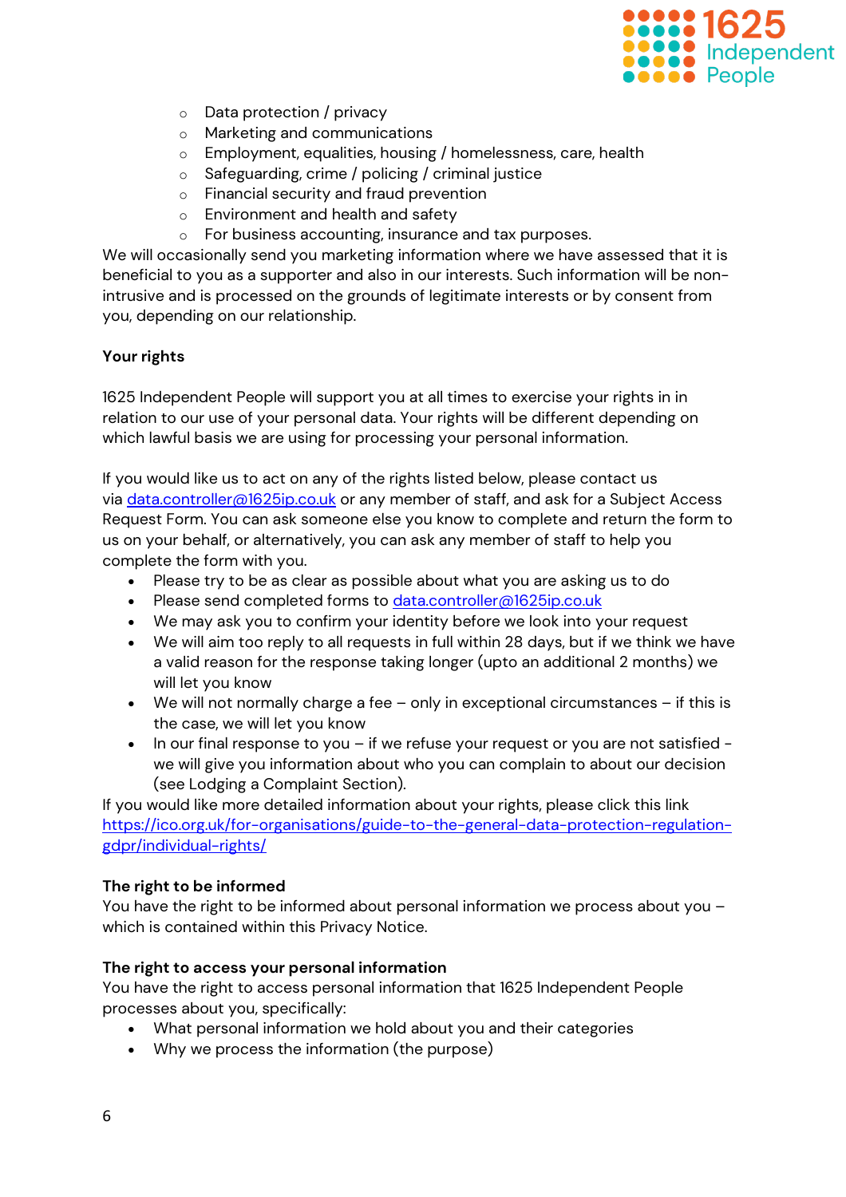- Data protection / privacy
- Marketing and communications
- Employment, equalities, housing / homelessness, care, health
- Safeguarding, crime / policing / criminal justice
- Financial security and fraud prevention
- Environment and health and safety
- For business accounting, insurance and tax purposes.

We will occasionally send you marketing information where we have assessed that it is beneficial to you as a supporter and also in our interests. Such information will be non-intrusive and is processed on the grounds of legitimate interests or by consent from you, depending on our relationship.

**Your rights**

1625 Independent People will support you at all times to exercise your rights in in relation to our use of your personal data. Your rights will be different depending on which lawful basis we are using for processing your personal information.

If you would like us to act on any of the rights listed below, please contact us via data.controller@1625ip.co.uk or any member of staff, and ask for a Subject Access Request Form. You can ask someone else you know to complete and return the form to us on your behalf, or alternatively, you can ask any member of staff to help you complete the form with you.

- Please try to be as clear as possible about what you are asking us to do
- Please send completed forms to data.controller@1625ip.co.uk
- We may ask you to confirm your identity before we look into your request
- We will aim too reply to all requests in full within 28 days, but if we think we have a valid reason for the response taking longer (upto an additional 2 months) we will let you know
- We will not normally charge a fee – only in exceptional circumstances – if this is the case, we will let you know
- In our final response to you – if we refuse your request or you are not satisfied - we will give you information about who you can complain to about our decision (see Lodging a Complaint Section).

If you would like more detailed information about your rights, please click this link https://ico.org.uk/for-organisations/guide-to-the-general-data-protection-regulation-gdpr/individual-rights/

**The right to be informed**

You have the right to be informed about personal information we process about you – which is contained within this Privacy Notice.

**The right to access your personal information**

You have the right to access personal information that 1625 Independent People processes about you, specifically:

- What personal information we hold about you and their categories
- Why we process the information (the purpose)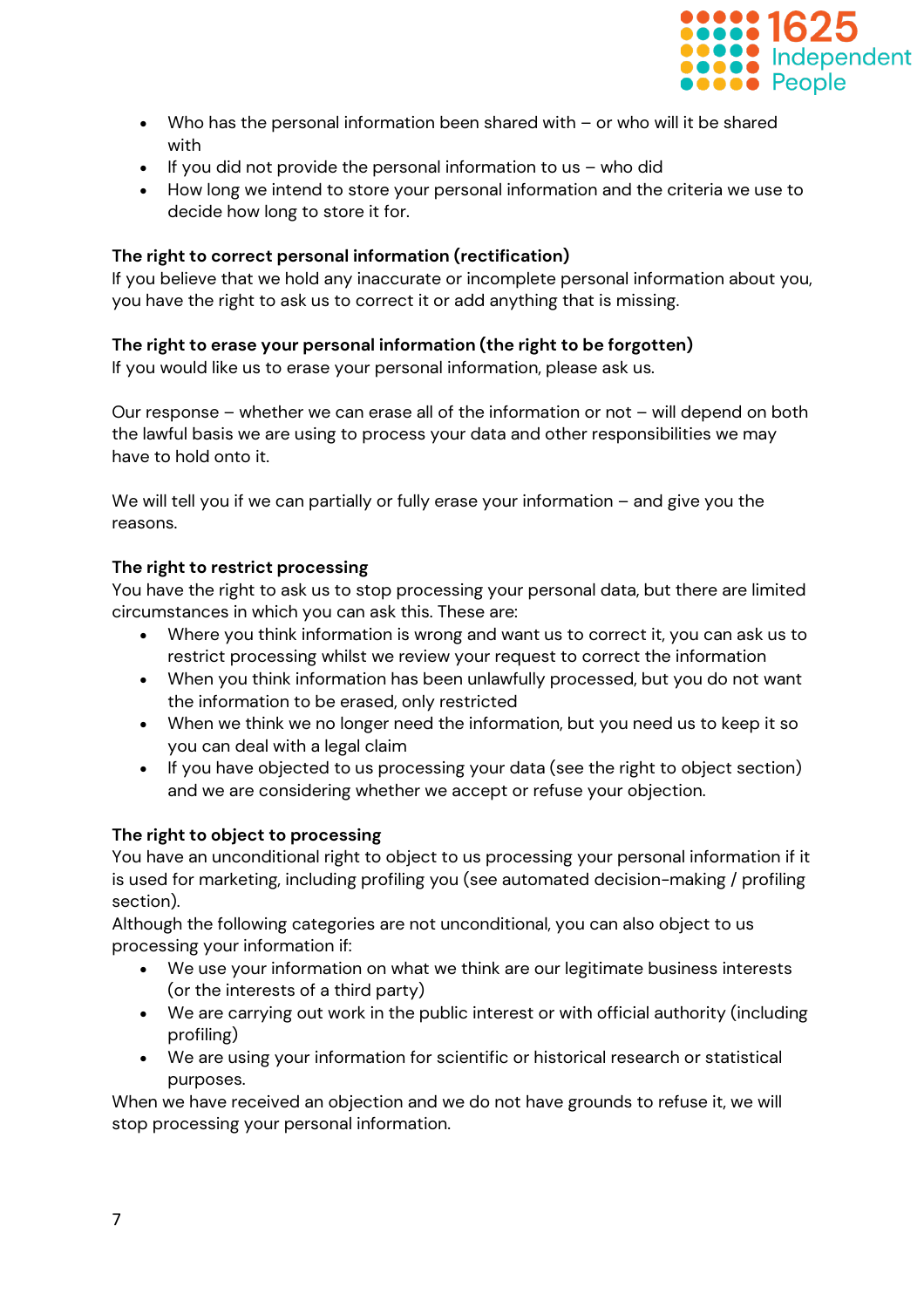- Who has the personal information been shared with – or who will it be shared with
- If you did not provide the personal information to us – who did
- How long we intend to store your personal information and the criteria we use to decide how long to store it for.

**The right to correct personal information (rectification)**
If you believe that we hold any inaccurate or incomplete personal information about you, you have the right to ask us to correct it or add anything that is missing.

**The right to erase your personal information (the right to be forgotten)**
If you would like us to erase your personal information, please ask us.

Our response – whether we can erase all of the information or not – will depend on both the lawful basis we are using to process your data and other responsibilities we may have to hold onto it.

We will tell you if we can partially or fully erase your information – and give you the reasons.

**The right to restrict processing**
You have the right to ask us to stop processing your personal data, but there are limited circumstances in which you can ask this. These are:

- Where you think information is wrong and want us to correct it, you can ask us to restrict processing whilst we review your request to correct the information
- When you think information has been unlawfully processed, but you do not want the information to be erased, only restricted
- When we think we no longer need the information, but you need us to keep it so you can deal with a legal claim
- If you have objected to us processing your data (see the right to object section) and we are considering whether we accept or refuse your objection.

**The right to object to processing**
You have an unconditional right to object to us processing your personal information if it is used for marketing, including profiling you (see automated decision-making / profiling section).
Although the following categories are not unconditional, you can also object to us processing your information if:

- We use your information on what we think are our legitimate business interests (or the interests of a third party)
- We are carrying out work in the public interest or with official authority (including profiling)
- We are using your information for scientific or historical research or statistical purposes.

When we have received an objection and we do not have grounds to refuse it, we will stop processing your personal information.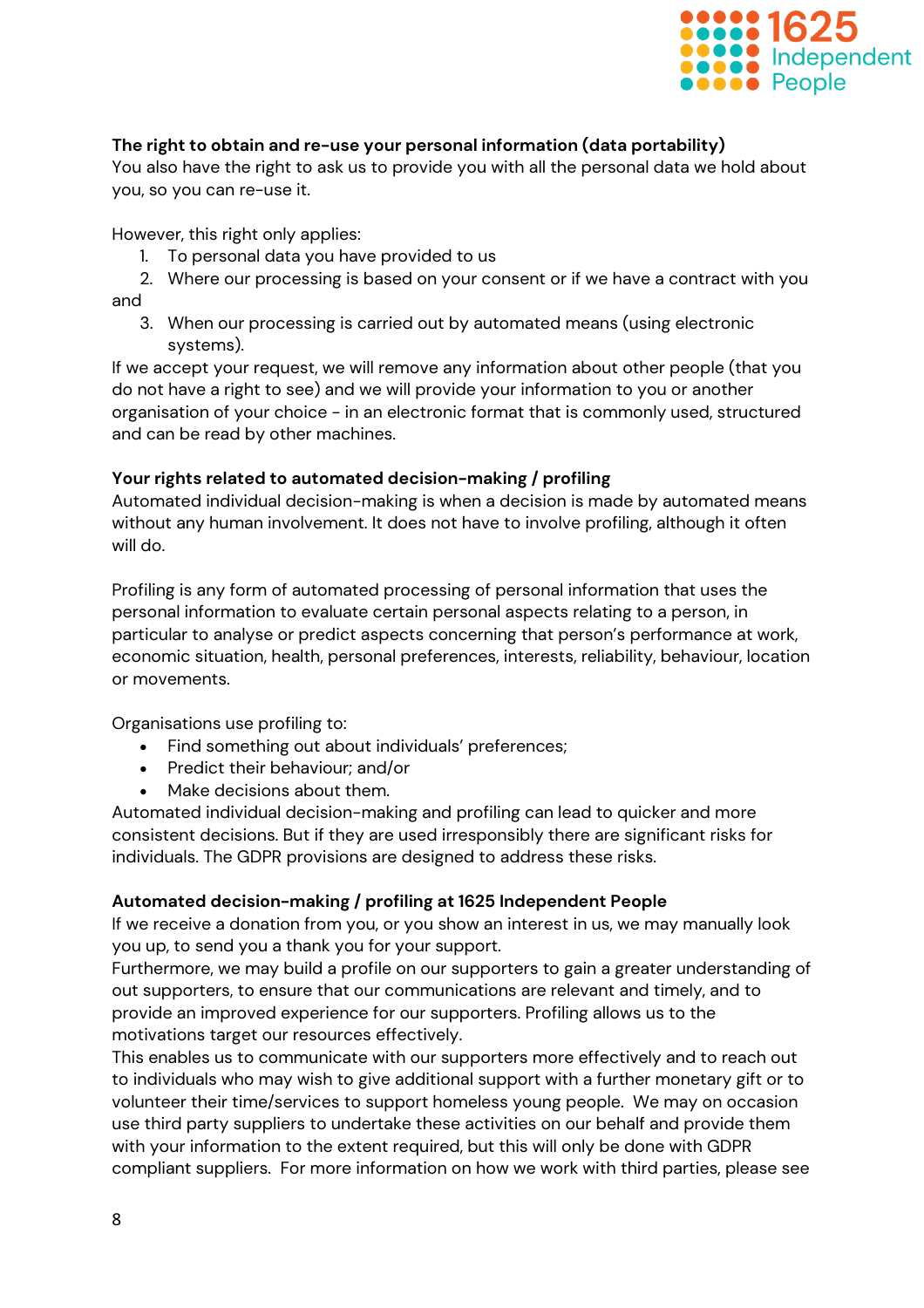**The right to obtain and re-use your personal information (data portability)**
You also have the right to ask us to provide you with all the personal data we hold about you, so you can re-use it.

However, this right only applies:

1. To personal data you have provided to us
2. Where our processing is based on your consent or if we have a contract with you and
3. When our processing is carried out by automated means (using electronic systems).

If we accept your request, we will remove any information about other people (that you do not have a right to see) and we will provide your information to you or another organisation of your choice - in an electronic format that is commonly used, structured and can be read by other machines.

**Your rights related to automated decision-making / profiling**
Automated individual decision-making is when a decision is made by automated means without any human involvement. It does not have to involve profiling, although it often will do.

Profiling is any form of automated processing of personal information that uses the personal information to evaluate certain personal aspects relating to a person, in particular to analyse or predict aspects concerning that person's performance at work, economic situation, health, personal preferences, interests, reliability, behaviour, location or movements.

Organisations use profiling to:

- Find something out about individuals' preferences;
- Predict their behaviour; and/or
- Make decisions about them.

Automated individual decision-making and profiling can lead to quicker and more consistent decisions. But if they are used irresponsibly there are significant risks for individuals. The GDPR provisions are designed to address these risks.

**Automated decision-making / profiling at 1625 Independent People**
If we receive a donation from you, or you show an interest in us, we may manually look you up, to send you a thank you for your support.
Furthermore, we may build a profile on our supporters to gain a greater understanding of out supporters, to ensure that our communications are relevant and timely, and to provide an improved experience for our supporters. Profiling allows us to the motivations target our resources effectively.
This enables us to communicate with our supporters more effectively and to reach out to individuals who may wish to give additional support with a further monetary gift or to volunteer their time/services to support homeless young people. We may on occasion use third party suppliers to undertake these activities on our behalf and provide them with your information to the extent required, but this will only be done with GDPR compliant suppliers. For more information on how we work with third parties, please see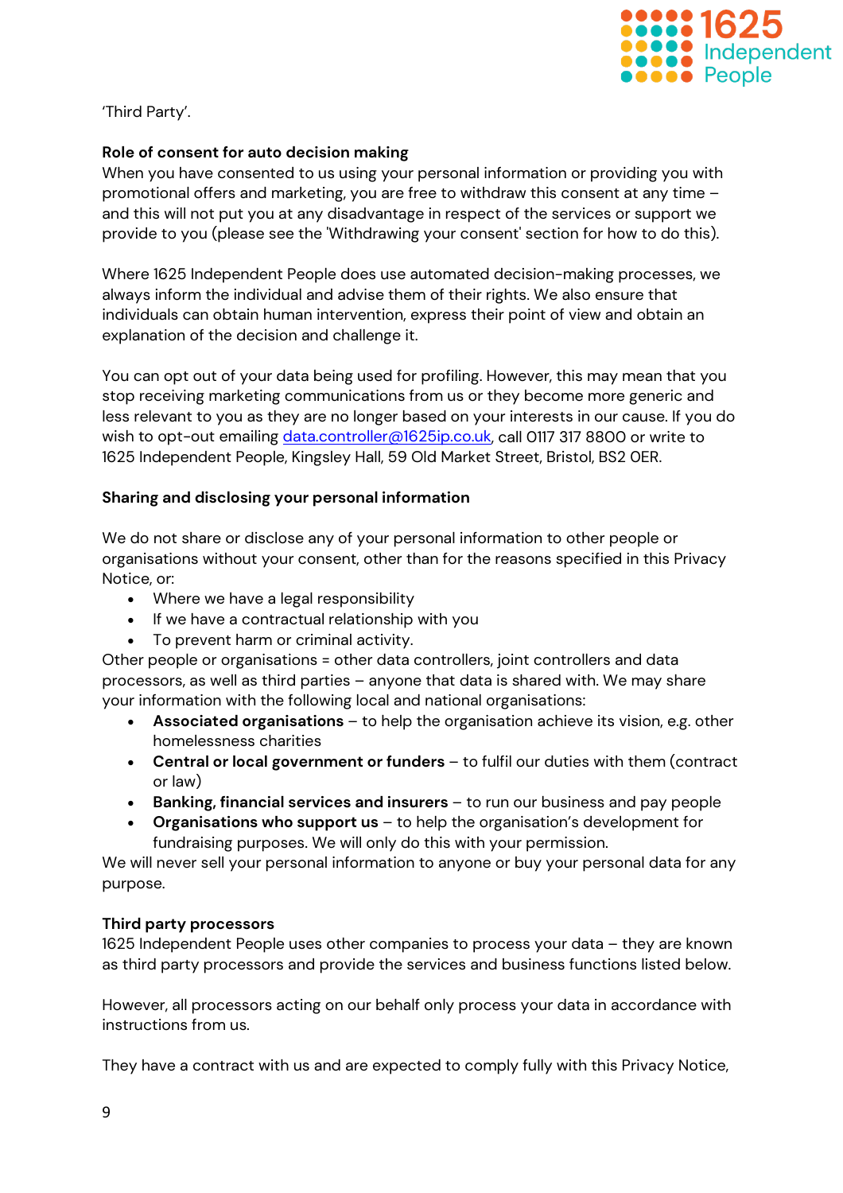'Third Party'.

**Role of consent for auto decision making**

When you have consented to us using your personal information or providing you with promotional offers and marketing, you are free to withdraw this consent at any time – and this will not put you at any disadvantage in respect of the services or support we provide to you (please see the 'Withdrawing your consent' section for how to do this).

Where 1625 Independent People does use automated decision-making processes, we always inform the individual and advise them of their rights. We also ensure that individuals can obtain human intervention, express their point of view and obtain an explanation of the decision and challenge it.

You can opt out of your data being used for profiling. However, this may mean that you stop receiving marketing communications from us or they become more generic and less relevant to you as they are no longer based on your interests in our cause. If you do wish to opt-out emailing data.controller@1625ip.co.uk, call 0117 317 8800 or write to 1625 Independent People, Kingsley Hall, 59 Old Market Street, Bristol, BS2 0ER.

**Sharing and disclosing your personal information**

We do not share or disclose any of your personal information to other people or organisations without your consent, other than for the reasons specified in this Privacy Notice, or:

- Where we have a legal responsibility
- If we have a contractual relationship with you
- To prevent harm or criminal activity.

Other people or organisations = other data controllers, joint controllers and data processors, as well as third parties – anyone that data is shared with. We may share your information with the following local and national organisations:

- **Associated organisations** – to help the organisation achieve its vision, e.g. other homelessness charities
- **Central or local government or funders** – to fulfil our duties with them (contract or law)
- **Banking, financial services and insurers** – to run our business and pay people
- **Organisations who support us** – to help the organisation's development for fundraising purposes. We will only do this with your permission.

We will never sell your personal information to anyone or buy your personal data for any purpose.

**Third party processors**

1625 Independent People uses other companies to process your data – they are known as third party processors and provide the services and business functions listed below.

However, all processors acting on our behalf only process your data in accordance with instructions from us.

They have a contract with us and are expected to comply fully with this Privacy Notice,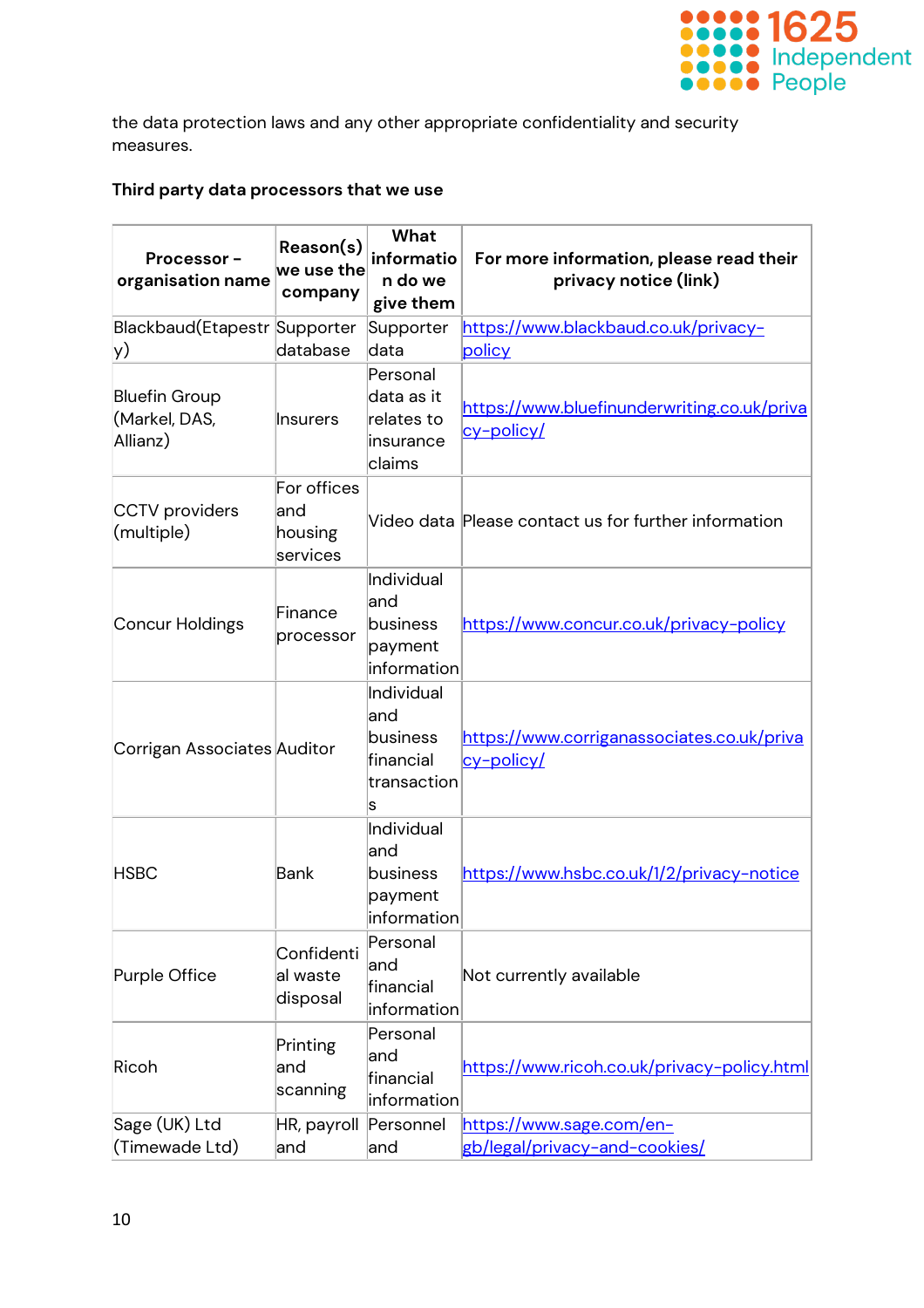the data protection laws and any other appropriate confidentiality and security measures.

**Third party data processors that we use**

| Processor – organisation name | Reason(s) we use the company | What information do we give them | For more information, please read their privacy notice (link) |
|---|---|---|---|
| Blackbaud(Etapestry) | Supporter database | Supporter data | https://www.blackbaud.co.uk/privacy-policy |
| Bluefin Group (Markel, DAS, Allianz) | Insurers | Personal data as it relates to insurance claims | https://www.bluefinunderwriting.co.uk/privacy-policy/ |
| CCTV providers (multiple) | For offices and housing services | Video data | Please contact us for further information |
| Concur Holdings | Finance processor | Individual and business payment information | https://www.concur.co.uk/privacy-policy |
| Corrigan Associates | Auditor | Individual and business financial transactions | https://www.corriganassociates.co.uk/privacy-policy/ |
| HSBC | Bank | Individual and business payment information | https://www.hsbc.co.uk/1/2/privacy-notice |
| Purple Office | Confidential waste disposal | Personal and financial information | Not currently available |
| Ricoh | Printing and scanning | Personal and financial information | https://www.ricoh.co.uk/privacy-policy.html |
| Sage (UK) Ltd (Timewade Ltd) | HR, payroll and | Personnel and | https://www.sage.com/en-gb/legal/privacy-and-cookies/ |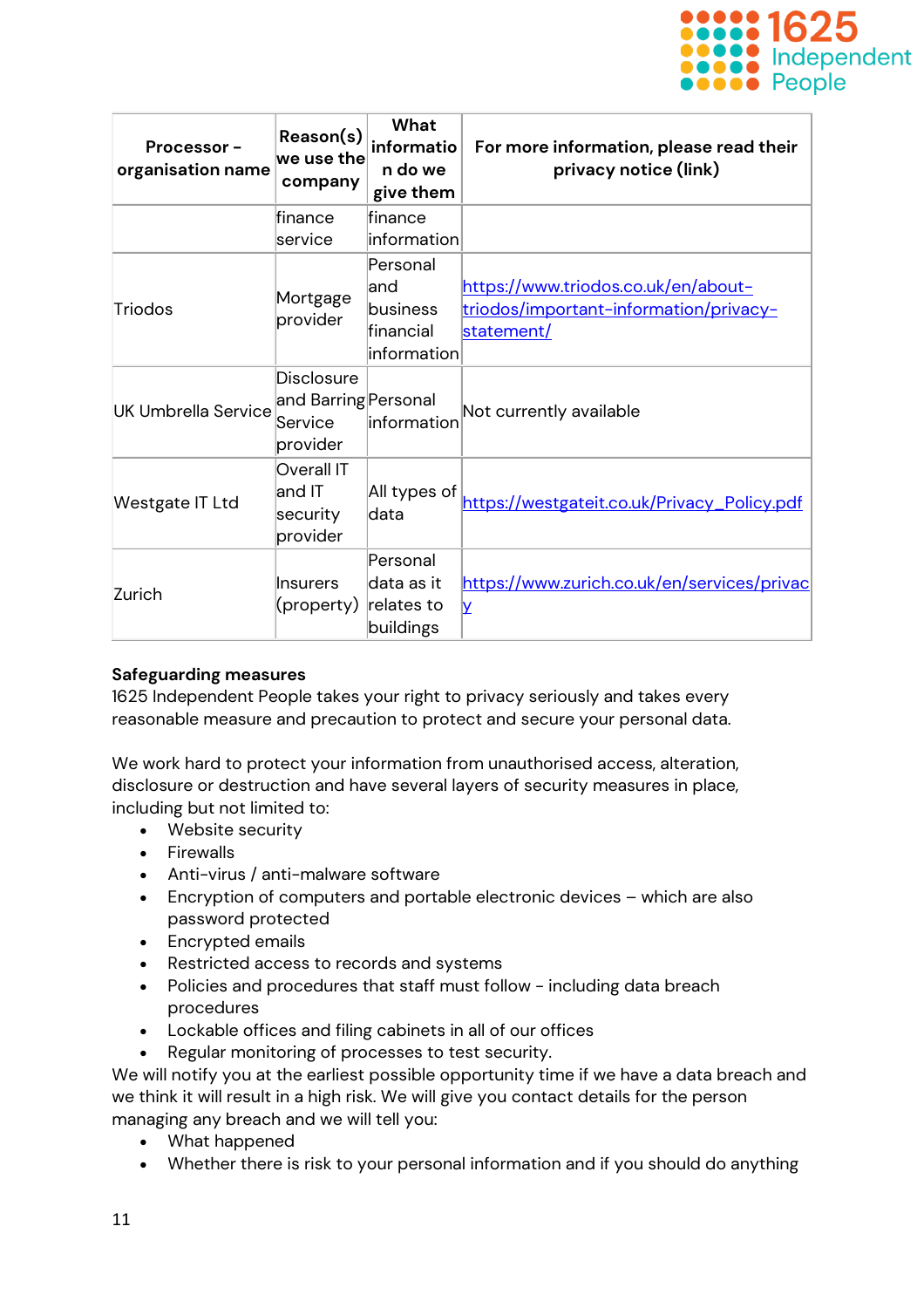| Processor - organisation name | Reason(s) we use the company | What information do we give them | For more information, please read their privacy notice (link) |
|---|---|---|---|
| | finance service | finance information | |
| Triodos | Mortgage provider | Personal and business financial information | https://www.triodos.co.uk/en/about-triodos/important-information/privacy-statement/ |
| UK Umbrella Service | Disclosure and Barring Service provider | Personal information | Not currently available |
| Westgate IT Ltd | Overall IT and IT security provider | All types of data | https://westgateit.co.uk/Privacy_Policy.pdf |
| Zurich | Insurers (property) | Personal data as it relates to buildings | https://www.zurich.co.uk/en/services/privacy |

**Safeguarding measures**
1625 Independent People takes your right to privacy seriously and takes every reasonable measure and precaution to protect and secure your personal data.

We work hard to protect your information from unauthorised access, alteration, disclosure or destruction and have several layers of security measures in place, including but not limited to:

- Website security
- Firewalls
- Anti-virus / anti-malware software
- Encryption of computers and portable electronic devices – which are also password protected
- Encrypted emails
- Restricted access to records and systems
- Policies and procedures that staff must follow - including data breach procedures
- Lockable offices and filing cabinets in all of our offices
- Regular monitoring of processes to test security.

We will notify you at the earliest possible opportunity time if we have a data breach and we think it will result in a high risk. We will give you contact details for the person managing any breach and we will tell you:

- What happened
- Whether there is risk to your personal information and if you should do anything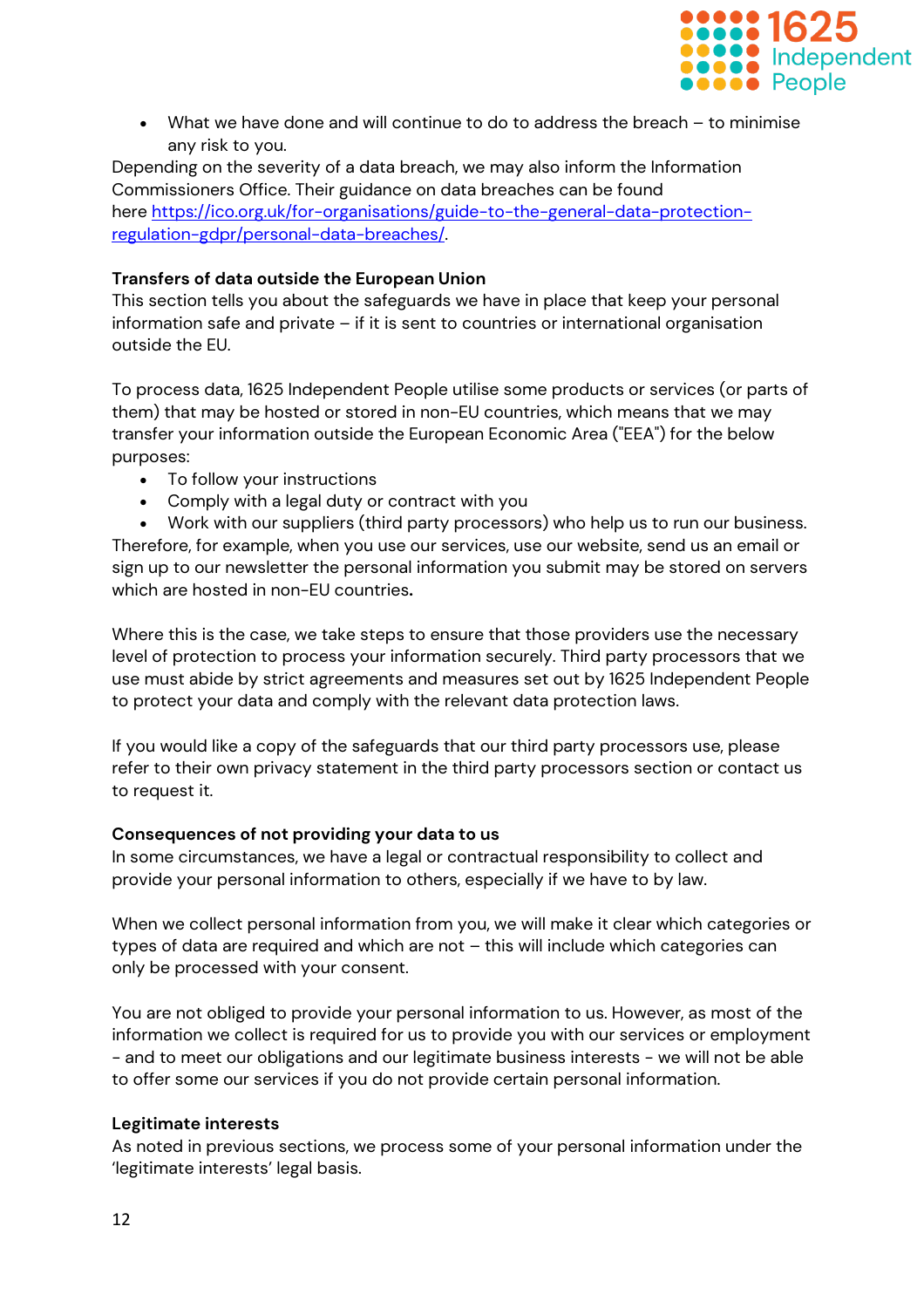- What we have done and will continue to do to address the breach – to minimise any risk to you.

Depending on the severity of a data breach, we may also inform the Information Commissioners Office. Their guidance on data breaches can be found here [https://ico.org.uk/for-organisations/guide-to-the-general-data-protection-regulation-gdpr/personal-data-breaches/](https://ico.org.uk/for-organisations/guide-to-the-general-data-protection-regulation-gdpr/personal-data-breaches/).

**Transfers of data outside the European Union**

This section tells you about the safeguards we have in place that keep your personal information safe and private – if it is sent to countries or international organisation outside the EU.

To process data, 1625 Independent People utilise some products or services (or parts of them) that may be hosted or stored in non-EU countries, which means that we may transfer your information outside the European Economic Area ("EEA") for the below purposes:

- To follow your instructions
- Comply with a legal duty or contract with you
- Work with our suppliers (third party processors) who help us to run our business.

Therefore, for example, when you use our services, use our website, send us an email or sign up to our newsletter the personal information you submit may be stored on servers which are hosted in non-EU countries.

Where this is the case, we take steps to ensure that those providers use the necessary level of protection to process your information securely. Third party processors that we use must abide by strict agreements and measures set out by 1625 Independent People to protect your data and comply with the relevant data protection laws.

If you would like a copy of the safeguards that our third party processors use, please refer to their own privacy statement in the third party processors section or contact us to request it.

**Consequences of not providing your data to us**

In some circumstances, we have a legal or contractual responsibility to collect and provide your personal information to others, especially if we have to by law.

When we collect personal information from you, we will make it clear which categories or types of data are required and which are not – this will include which categories can only be processed with your consent.

You are not obliged to provide your personal information to us. However, as most of the information we collect is required for us to provide you with our services or employment - and to meet our obligations and our legitimate business interests - we will not be able to offer some our services if you do not provide certain personal information.

**Legitimate interests**

As noted in previous sections, we process some of your personal information under the 'legitimate interests' legal basis.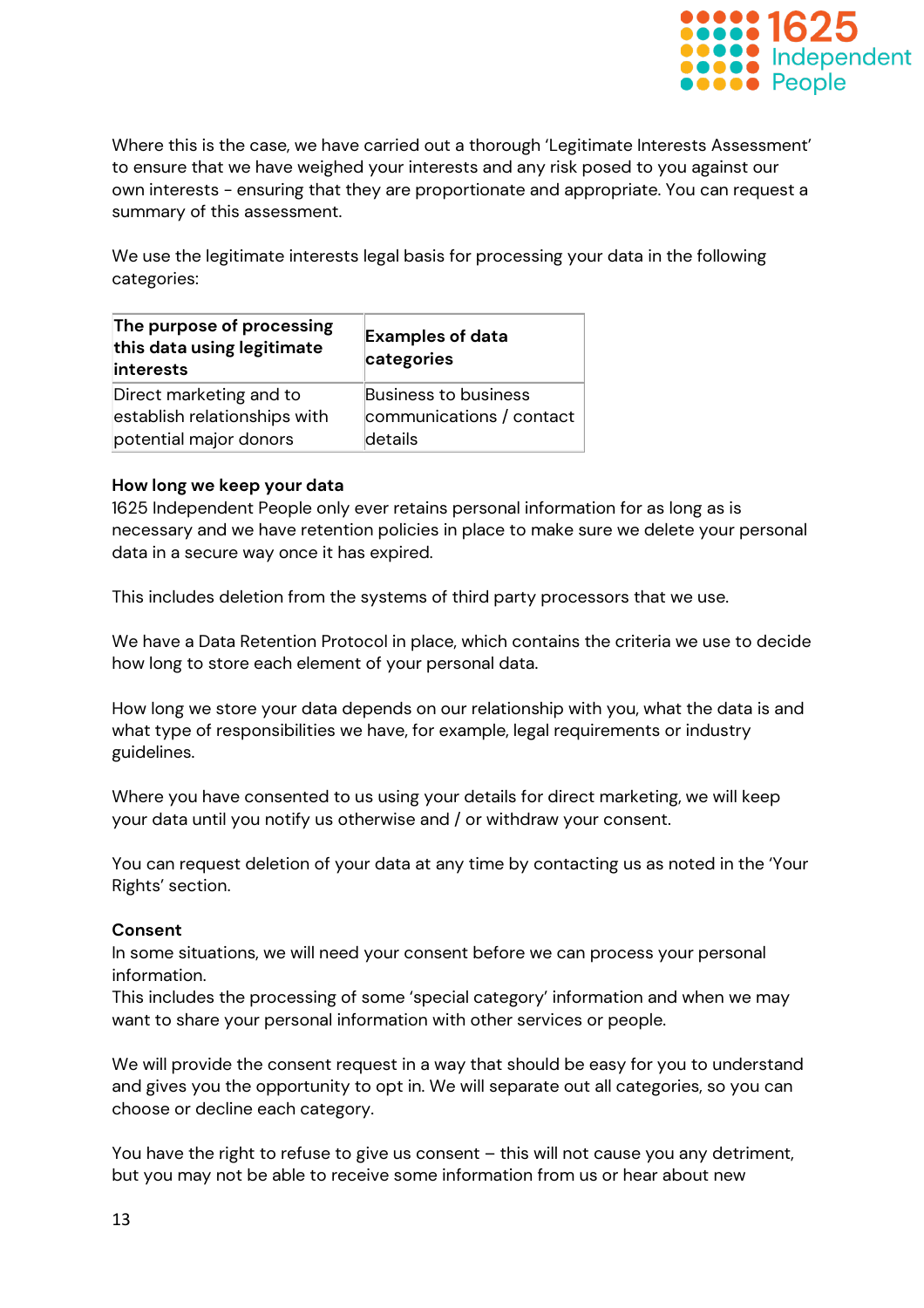Where this is the case, we have carried out a thorough 'Legitimate Interests Assessment' to ensure that we have weighed your interests and any risk posed to you against our own interests - ensuring that they are proportionate and appropriate. You can request a summary of this assessment.

We use the legitimate interests legal basis for processing your data in the following categories:

| The purpose of processing this data using legitimate interests | Examples of data categories |
|---|---|
| Direct marketing and to establish relationships with potential major donors | Business to business communications / contact details |

**How long we keep your data**
1625 Independent People only ever retains personal information for as long as is necessary and we have retention policies in place to make sure we delete your personal data in a secure way once it has expired.

This includes deletion from the systems of third party processors that we use.

We have a Data Retention Protocol in place, which contains the criteria we use to decide how long to store each element of your personal data.

How long we store your data depends on our relationship with you, what the data is and what type of responsibilities we have, for example, legal requirements or industry guidelines.

Where you have consented to us using your details for direct marketing, we will keep your data until you notify us otherwise and / or withdraw your consent.

You can request deletion of your data at any time by contacting us as noted in the 'Your Rights' section.

**Consent**
In some situations, we will need your consent before we can process your personal information.
This includes the processing of some 'special category' information and when we may want to share your personal information with other services or people.

We will provide the consent request in a way that should be easy for you to understand and gives you the opportunity to opt in. We will separate out all categories, so you can choose or decline each category.

You have the right to refuse to give us consent – this will not cause you any detriment, but you may not be able to receive some information from us or hear about new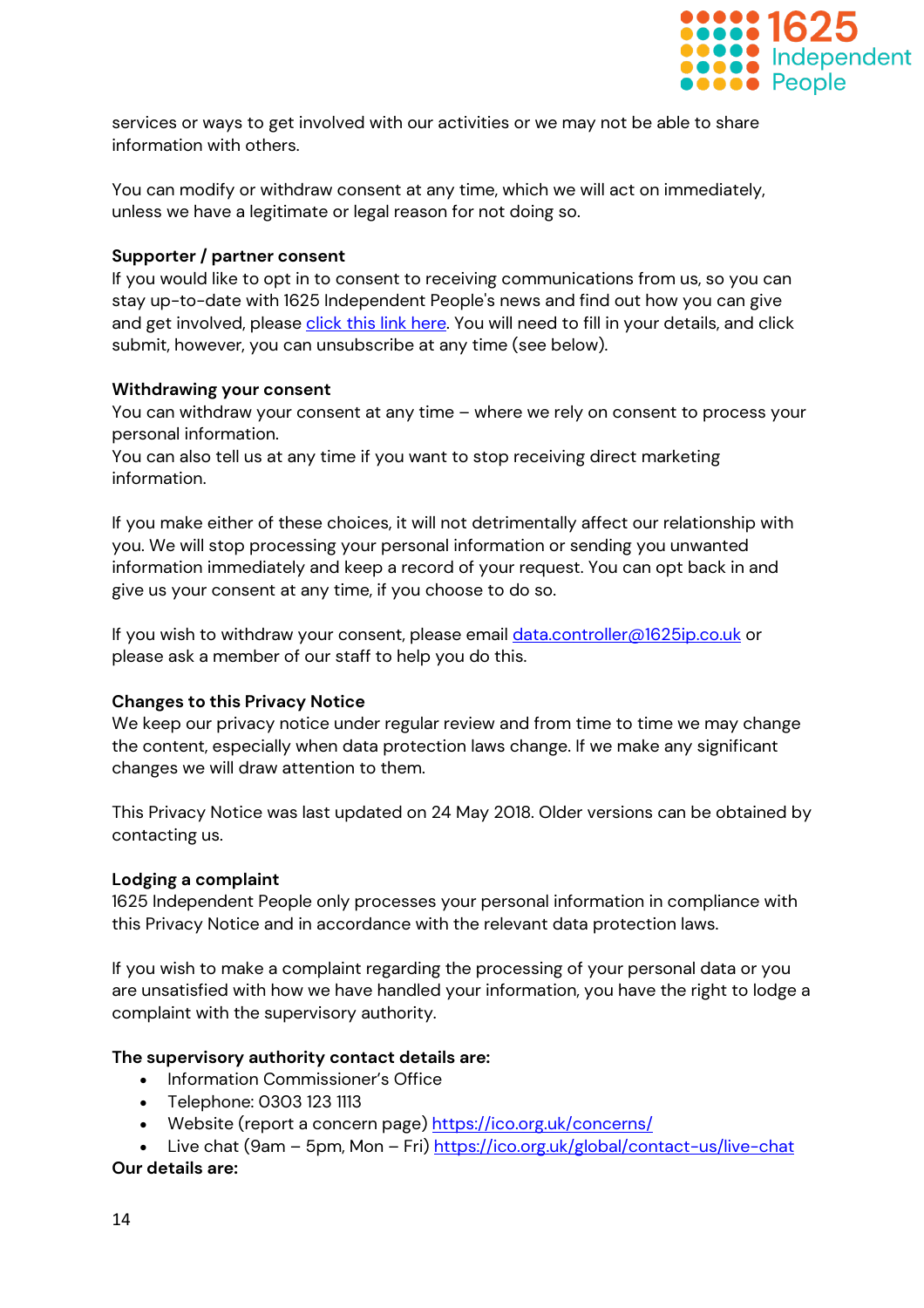services or ways to get involved with our activities or we may not be able to share information with others.

You can modify or withdraw consent at any time, which we will act on immediately, unless we have a legitimate or legal reason for not doing so.

**Supporter / partner consent**
If you would like to opt in to consent to receiving communications from us, so you can stay up-to-date with 1625 Independent People's news and find out how you can give and get involved, please click this link here. You will need to fill in your details, and click submit, however, you can unsubscribe at any time (see below).

**Withdrawing your consent**
You can withdraw your consent at any time – where we rely on consent to process your personal information.
You can also tell us at any time if you want to stop receiving direct marketing information.

If you make either of these choices, it will not detrimentally affect our relationship with you. We will stop processing your personal information or sending you unwanted information immediately and keep a record of your request. You can opt back in and give us your consent at any time, if you choose to do so.

If you wish to withdraw your consent, please email data.controller@1625ip.co.uk or please ask a member of our staff to help you do this.

**Changes to this Privacy Notice**
We keep our privacy notice under regular review and from time to time we may change the content, especially when data protection laws change. If we make any significant changes we will draw attention to them.

This Privacy Notice was last updated on 24 May 2018. Older versions can be obtained by contacting us.

**Lodging a complaint**
1625 Independent People only processes your personal information in compliance with this Privacy Notice and in accordance with the relevant data protection laws.

If you wish to make a complaint regarding the processing of your personal data or you are unsatisfied with how we have handled your information, you have the right to lodge a complaint with the supervisory authority.

**The supervisory authority contact details are:**

- Information Commissioner's Office
- Telephone: 0303 123 1113
- Website (report a concern page) https://ico.org.uk/concerns/
- Live chat (9am – 5pm, Mon – Fri) https://ico.org.uk/global/contact-us/live-chat

**Our details are:**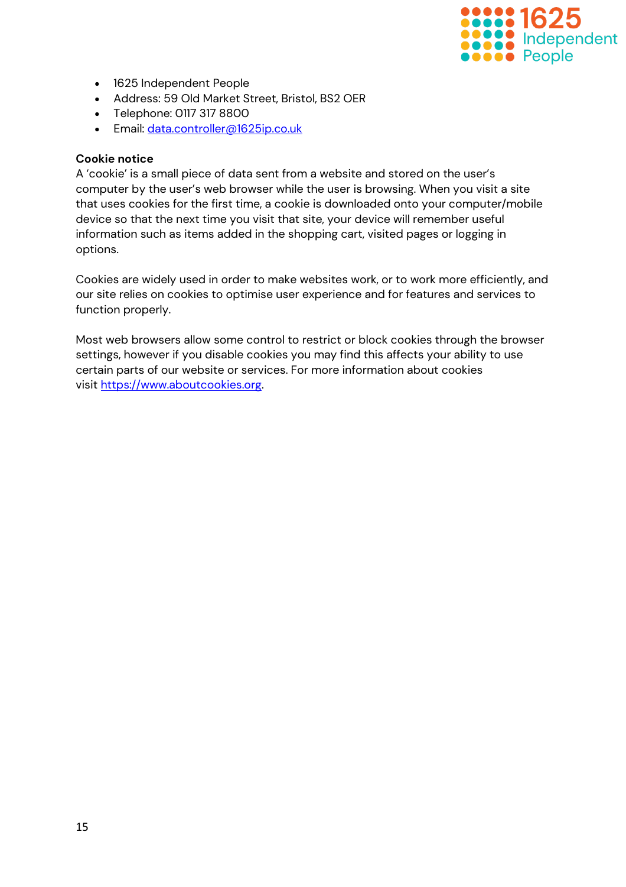- 1625 Independent People
- Address: 59 Old Market Street, Bristol, BS2 OER
- Telephone: 0117 317 8800
- Email: data.controller@1625ip.co.uk

**Cookie notice**

A 'cookie' is a small piece of data sent from a website and stored on the user's computer by the user's web browser while the user is browsing. When you visit a site that uses cookies for the first time, a cookie is downloaded onto your computer/mobile device so that the next time you visit that site, your device will remember useful information such as items added in the shopping cart, visited pages or logging in options.

Cookies are widely used in order to make websites work, or to work more efficiently, and our site relies on cookies to optimise user experience and for features and services to function properly.

Most web browsers allow some control to restrict or block cookies through the browser settings, however if you disable cookies you may find this affects your ability to use certain parts of our website or services. For more information about cookies visit https://www.aboutcookies.org.